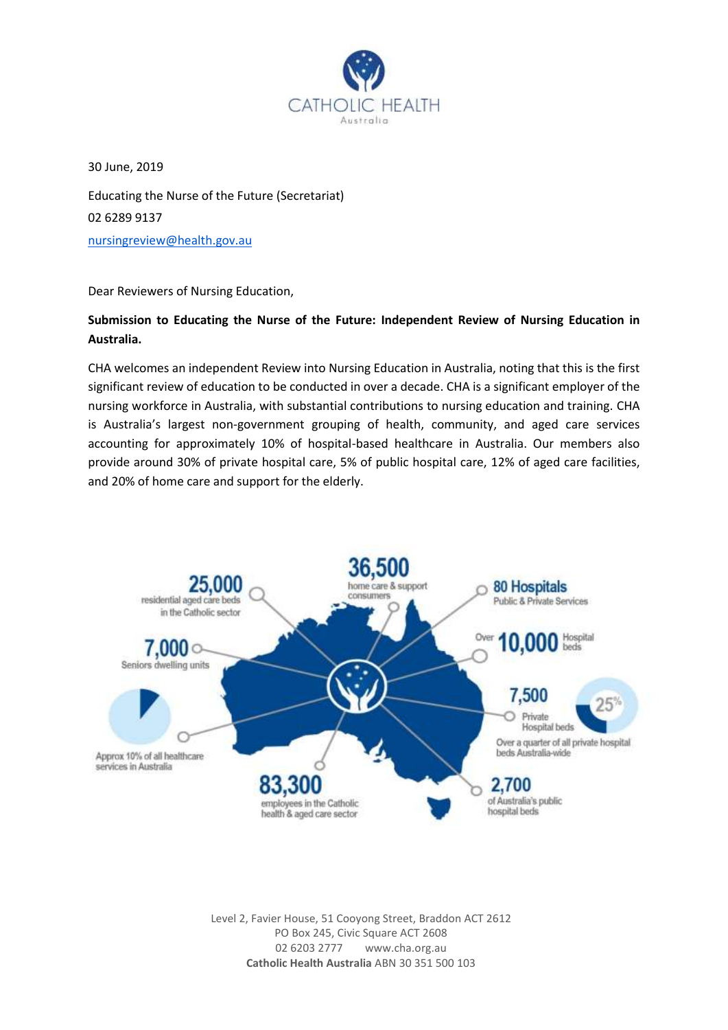CATHOLIC HEALTH Australia

30 June, 2019

Educating the Nurse of the Future (Secretariat)

02 6289 9137

nursingreview@health.gov.au

Dear Reviewers of Nursing Education,

**Submission to Educating the Nurse of the Future: Independent Review of Nursing Education in Australia.**

CHA welcomes an independent Review into Nursing Education in Australia, noting that this is the first significant review of education to be conducted in over a decade. CHA is a significant employer of the nursing workforce in Australia, with substantial contributions to nursing education and training. CHA is Australia's largest non-government grouping of health, community, and aged care services accounting for approximately 10% of hospital-based healthcare in Australia. Our members also provide around 30% of private hospital care, 5% of public hospital care, 12% of aged care facilities, and 20% of home care and support for the elderly.

- **25,000** residential aged care beds in the Catholic sector
- **36,500** home care & support consumers
- **80 Hospitals** Public & Private Services
- **7,000** Seniors dwelling units
- Over **10,000** Hospital beds
- **7,500** Private Hospital beds
- **25%** Over a quarter of all private hospital beds Australia-wide
- Approx 10% of all healthcare services in Australia
- **83,300** employees in the Catholic health & aged care sector
- **2,700** of Australia's public hospital beds

Level 2, Favier House, 51 Cooyong Street, Braddon ACT 2612
PO Box 245, Civic Square ACT 2608
02 6203 2777 www.cha.org.au
**Catholic Health Australia** ABN 30 351 500 103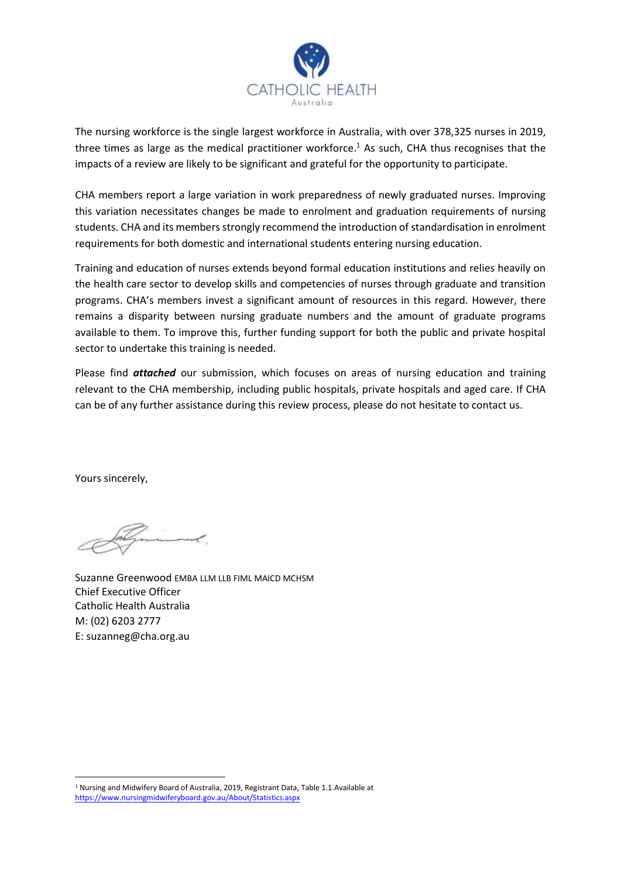The nursing workforce is the single largest workforce in Australia, with over 378,325 nurses in 2019, three times as large as the medical practitioner workforce.[1] As such, CHA thus recognises that the impacts of a review are likely to be significant and grateful for the opportunity to participate.

CHA members report a large variation in work preparedness of newly graduated nurses. Improving this variation necessitates changes be made to enrolment and graduation requirements of nursing students. CHA and its members strongly recommend the introduction of standardisation in enrolment requirements for both domestic and international students entering nursing education.

Training and education of nurses extends beyond formal education institutions and relies heavily on the health care sector to develop skills and competencies of nurses through graduate and transition programs. CHA's members invest a significant amount of resources in this regard. However, there remains a disparity between nursing graduate numbers and the amount of graduate programs available to them. To improve this, further funding support for both the public and private hospital sector to undertake this training is needed.

Please find ***attached*** our submission, which focuses on areas of nursing education and training relevant to the CHA membership, including public hospitals, private hospitals and aged care. If CHA can be of any further assistance during this review process, please do not hesitate to contact us.

Yours sincerely,

Suzanne Greenwood EMBA LLM LLB FIML MAICD MCHSM
Chief Executive Officer
Catholic Health Australia
M: (02) 6203 2777
E: suzanneg@cha.org.au

---

[1] Nursing and Midwifery Board of Australia, 2019, Registrant Data, Table 1.1.Available at https://www.nursingmidwiferyboard.gov.au/About/Statistics.aspx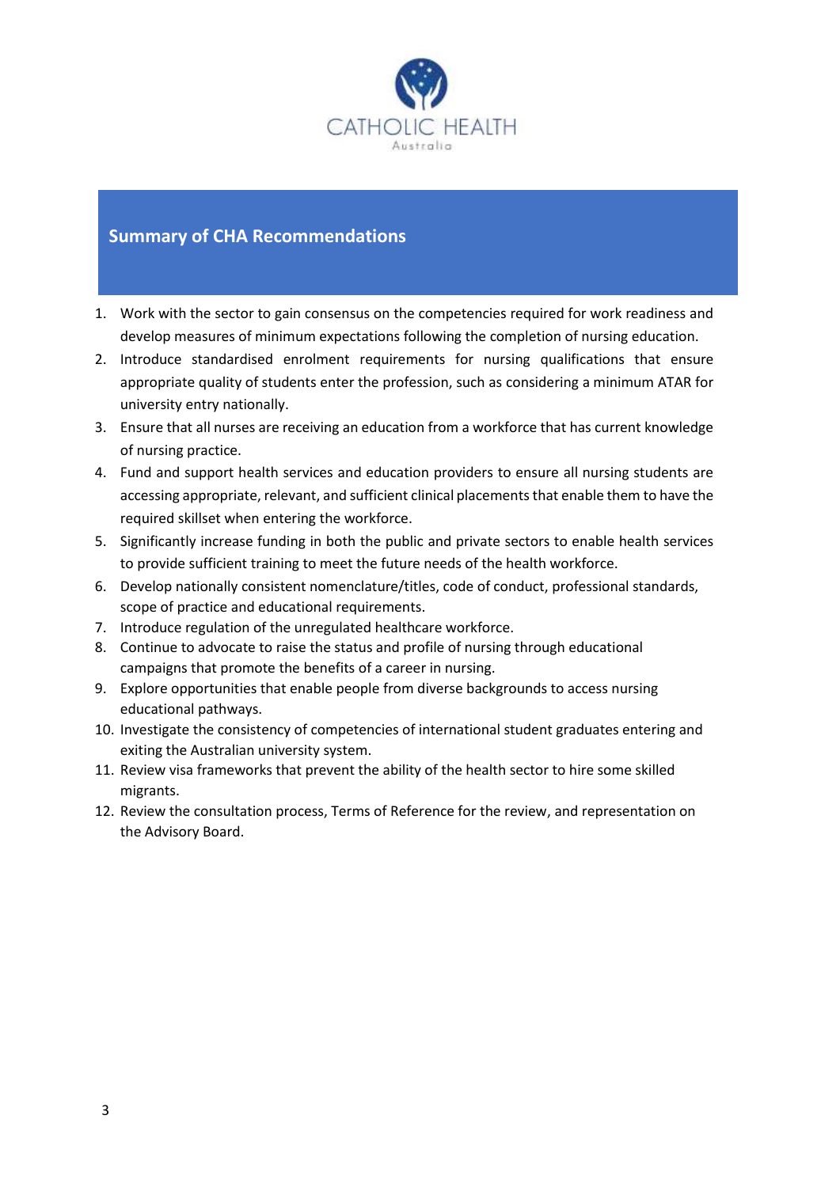## Summary of CHA Recommendations

1. Work with the sector to gain consensus on the competencies required for work readiness and develop measures of minimum expectations following the completion of nursing education.
2. Introduce standardised enrolment requirements for nursing qualifications that ensure appropriate quality of students enter the profession, such as considering a minimum ATAR for university entry nationally.
3. Ensure that all nurses are receiving an education from a workforce that has current knowledge of nursing practice.
4. Fund and support health services and education providers to ensure all nursing students are accessing appropriate, relevant, and sufficient clinical placements that enable them to have the required skillset when entering the workforce.
5. Significantly increase funding in both the public and private sectors to enable health services to provide sufficient training to meet the future needs of the health workforce.
6. Develop nationally consistent nomenclature/titles, code of conduct, professional standards, scope of practice and educational requirements.
7. Introduce regulation of the unregulated healthcare workforce.
8. Continue to advocate to raise the status and profile of nursing through educational campaigns that promote the benefits of a career in nursing.
9. Explore opportunities that enable people from diverse backgrounds to access nursing educational pathways.
10. Investigate the consistency of competencies of international student graduates entering and exiting the Australian university system.
11. Review visa frameworks that prevent the ability of the health sector to hire some skilled migrants.
12. Review the consultation process, Terms of Reference for the review, and representation on the Advisory Board.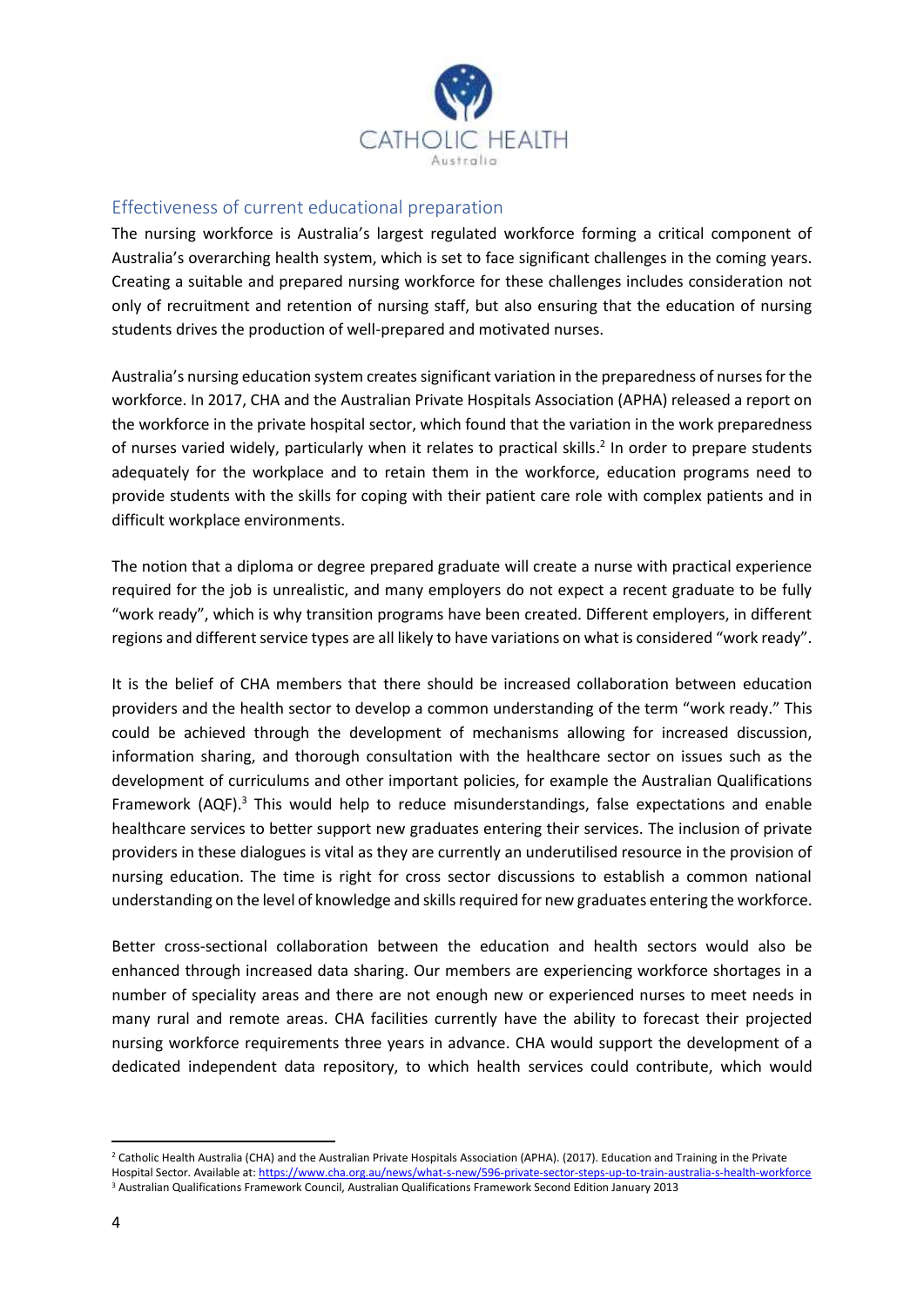## Effectiveness of current educational preparation

The nursing workforce is Australia's largest regulated workforce forming a critical component of Australia's overarching health system, which is set to face significant challenges in the coming years. Creating a suitable and prepared nursing workforce for these challenges includes consideration not only of recruitment and retention of nursing staff, but also ensuring that the education of nursing students drives the production of well-prepared and motivated nurses.

Australia's nursing education system creates significant variation in the preparedness of nurses for the workforce. In 2017, CHA and the Australian Private Hospitals Association (APHA) released a report on the workforce in the private hospital sector, which found that the variation in the work preparedness of nurses varied widely, particularly when it relates to practical skills.[2] In order to prepare students adequately for the workplace and to retain them in the workforce, education programs need to provide students with the skills for coping with their patient care role with complex patients and in difficult workplace environments.

The notion that a diploma or degree prepared graduate will create a nurse with practical experience required for the job is unrealistic, and many employers do not expect a recent graduate to be fully "work ready", which is why transition programs have been created. Different employers, in different regions and different service types are all likely to have variations on what is considered "work ready".

It is the belief of CHA members that there should be increased collaboration between education providers and the health sector to develop a common understanding of the term "work ready." This could be achieved through the development of mechanisms allowing for increased discussion, information sharing, and thorough consultation with the healthcare sector on issues such as the development of curriculums and other important policies, for example the Australian Qualifications Framework (AQF).[3] This would help to reduce misunderstandings, false expectations and enable healthcare services to better support new graduates entering their services. The inclusion of private providers in these dialogues is vital as they are currently an underutilised resource in the provision of nursing education. The time is right for cross sector discussions to establish a common national understanding on the level of knowledge and skills required for new graduates entering the workforce.

Better cross-sectional collaboration between the education and health sectors would also be enhanced through increased data sharing. Our members are experiencing workforce shortages in a number of speciality areas and there are not enough new or experienced nurses to meet needs in many rural and remote areas. CHA facilities currently have the ability to forecast their projected nursing workforce requirements three years in advance. CHA would support the development of a dedicated independent data repository, to which health services could contribute, which would

---

[2] Catholic Health Australia (CHA) and the Australian Private Hospitals Association (APHA). (2017). Education and Training in the Private Hospital Sector. Available at: https://www.cha.org.au/news/what-s-new/596-private-sector-steps-up-to-train-australia-s-health-workforce

[3] Australian Qualifications Framework Council, Australian Qualifications Framework Second Edition January 2013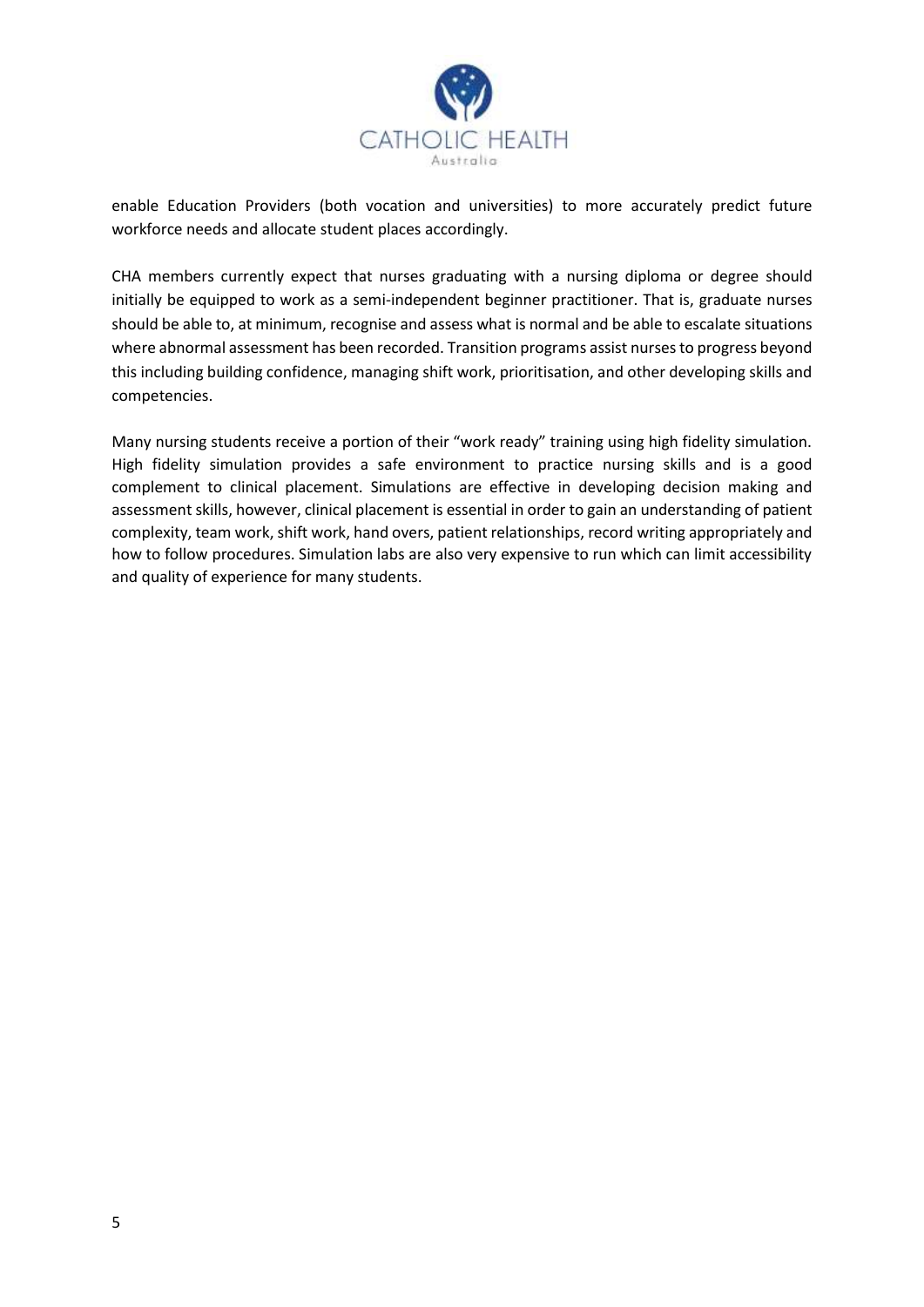enable Education Providers (both vocation and universities) to more accurately predict future workforce needs and allocate student places accordingly.

CHA members currently expect that nurses graduating with a nursing diploma or degree should initially be equipped to work as a semi-independent beginner practitioner. That is, graduate nurses should be able to, at minimum, recognise and assess what is normal and be able to escalate situations where abnormal assessment has been recorded. Transition programs assist nurses to progress beyond this including building confidence, managing shift work, prioritisation, and other developing skills and competencies.

Many nursing students receive a portion of their "work ready" training using high fidelity simulation. High fidelity simulation provides a safe environment to practice nursing skills and is a good complement to clinical placement. Simulations are effective in developing decision making and assessment skills, however, clinical placement is essential in order to gain an understanding of patient complexity, team work, shift work, hand overs, patient relationships, record writing appropriately and how to follow procedures. Simulation labs are also very expensive to run which can limit accessibility and quality of experience for many students.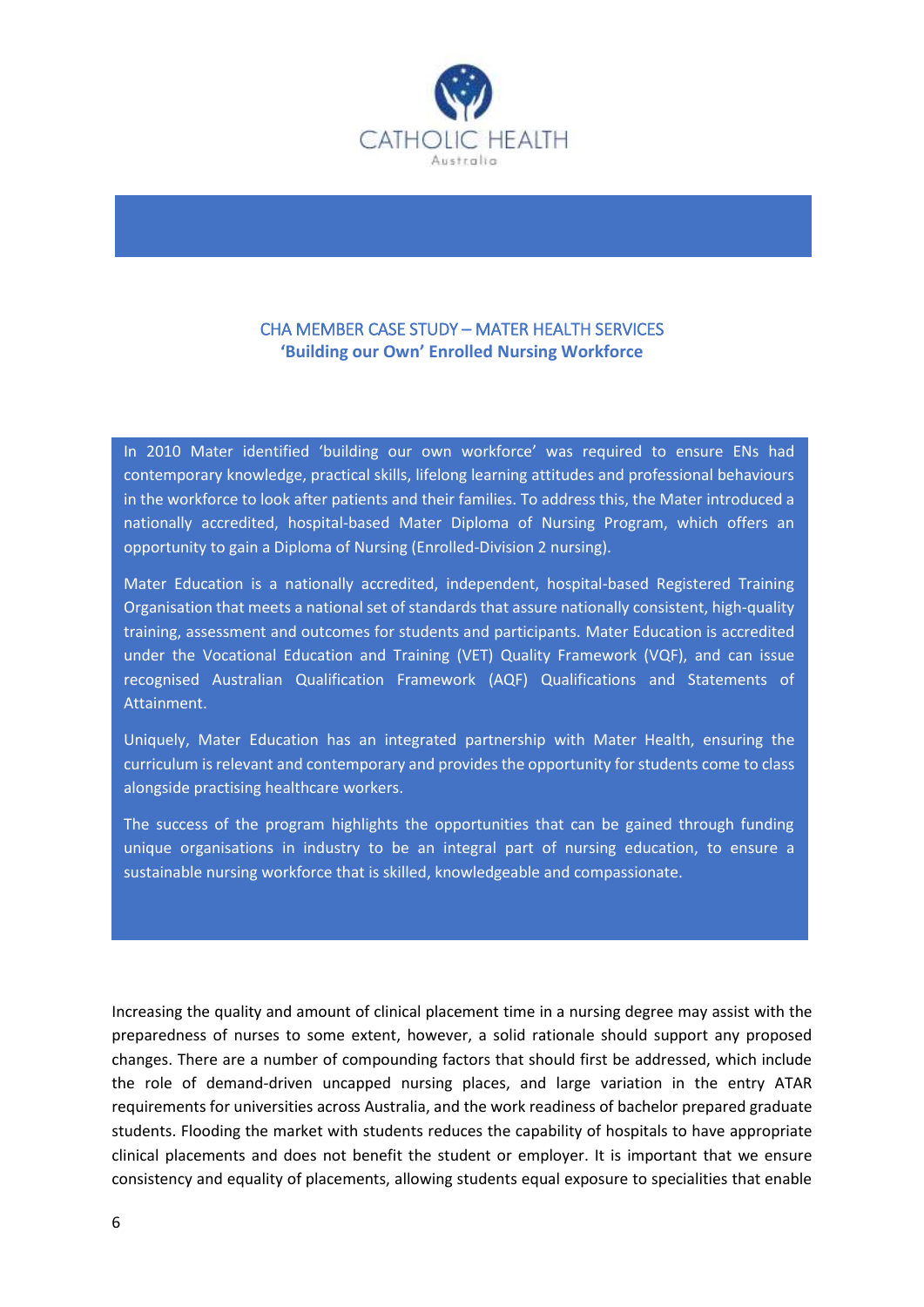CATHOLIC HEALTH
Australia

## CHA MEMBER CASE STUDY – MATER HEALTH SERVICES
### 'Building our Own' Enrolled Nursing Workforce

In 2010 Mater identified 'building our own workforce' was required to ensure ENs had contemporary knowledge, practical skills, lifelong learning attitudes and professional behaviours in the workforce to look after patients and their families. To address this, the Mater introduced a nationally accredited, hospital-based Mater Diploma of Nursing Program, which offers an opportunity to gain a Diploma of Nursing (Enrolled-Division 2 nursing).

Mater Education is a nationally accredited, independent, hospital-based Registered Training Organisation that meets a national set of standards that assure nationally consistent, high-quality training, assessment and outcomes for students and participants. Mater Education is accredited under the Vocational Education and Training (VET) Quality Framework (VQF), and can issue recognised Australian Qualification Framework (AQF) Qualifications and Statements of Attainment.

Uniquely, Mater Education has an integrated partnership with Mater Health, ensuring the curriculum is relevant and contemporary and provides the opportunity for students come to class alongside practising healthcare workers.

The success of the program highlights the opportunities that can be gained through funding unique organisations in industry to be an integral part of nursing education, to ensure a sustainable nursing workforce that is skilled, knowledgeable and compassionate.

Increasing the quality and amount of clinical placement time in a nursing degree may assist with the preparedness of nurses to some extent, however, a solid rationale should support any proposed changes. There are a number of compounding factors that should first be addressed, which include the role of demand-driven uncapped nursing places, and large variation in the entry ATAR requirements for universities across Australia, and the work readiness of bachelor prepared graduate students. Flooding the market with students reduces the capability of hospitals to have appropriate clinical placements and does not benefit the student or employer. It is important that we ensure consistency and equality of placements, allowing students equal exposure to specialities that enable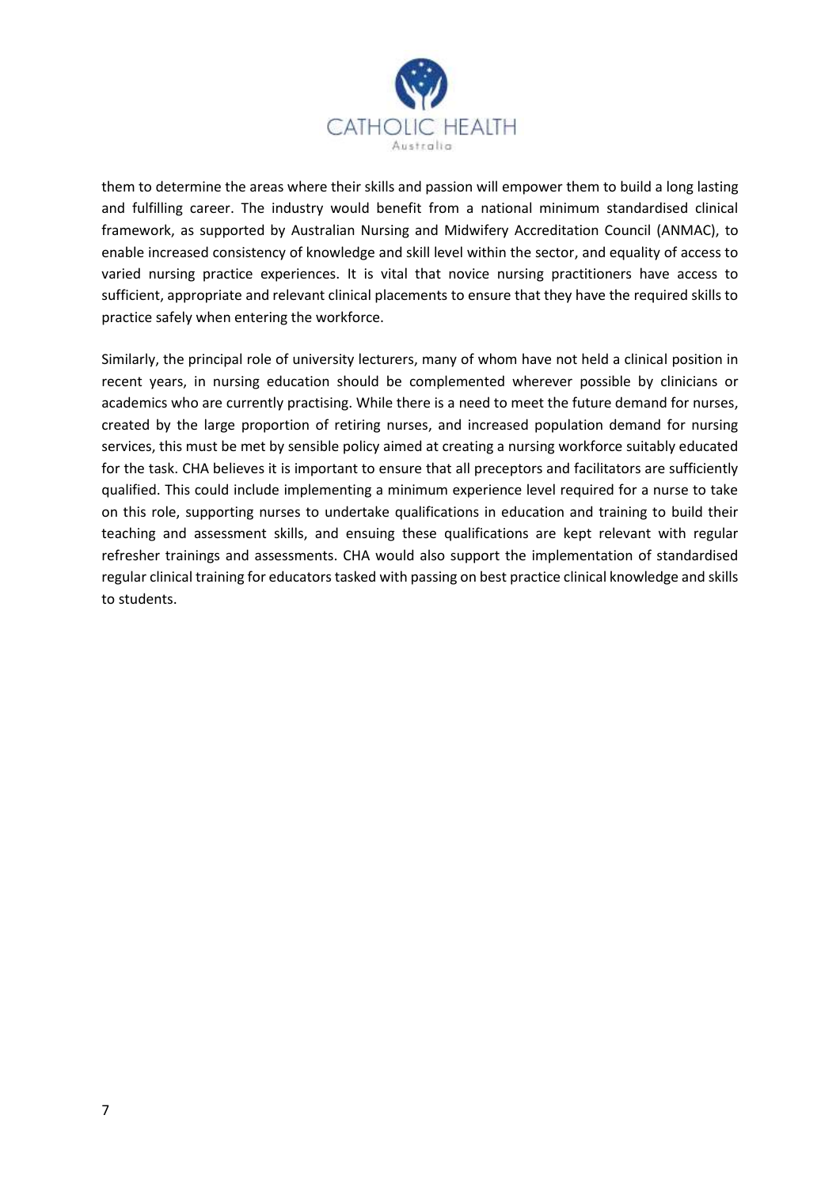them to determine the areas where their skills and passion will empower them to build a long lasting and fulfilling career. The industry would benefit from a national minimum standardised clinical framework, as supported by Australian Nursing and Midwifery Accreditation Council (ANMAC), to enable increased consistency of knowledge and skill level within the sector, and equality of access to varied nursing practice experiences. It is vital that novice nursing practitioners have access to sufficient, appropriate and relevant clinical placements to ensure that they have the required skills to practice safely when entering the workforce.

Similarly, the principal role of university lecturers, many of whom have not held a clinical position in recent years, in nursing education should be complemented wherever possible by clinicians or academics who are currently practising. While there is a need to meet the future demand for nurses, created by the large proportion of retiring nurses, and increased population demand for nursing services, this must be met by sensible policy aimed at creating a nursing workforce suitably educated for the task. CHA believes it is important to ensure that all preceptors and facilitators are sufficiently qualified. This could include implementing a minimum experience level required for a nurse to take on this role, supporting nurses to undertake qualifications in education and training to build their teaching and assessment skills, and ensuing these qualifications are kept relevant with regular refresher trainings and assessments. CHA would also support the implementation of standardised regular clinical training for educators tasked with passing on best practice clinical knowledge and skills to students.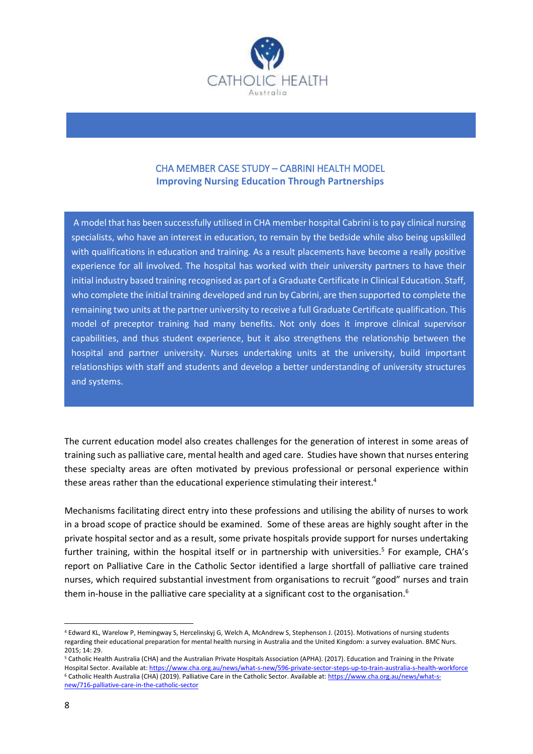## CHA MEMBER CASE STUDY – CABRINI HEALTH MODEL

**Improving Nursing Education Through Partnerships**

A model that has been successfully utilised in CHA member hospital Cabrini is to pay clinical nursing specialists, who have an interest in education, to remain by the bedside while also being upskilled with qualifications in education and training. As a result placements have become a really positive experience for all involved. The hospital has worked with their university partners to have their initial industry based training recognised as part of a Graduate Certificate in Clinical Education. Staff, who complete the initial training developed and run by Cabrini, are then supported to complete the remaining two units at the partner university to receive a full Graduate Certificate qualification. This model of preceptor training had many benefits. Not only does it improve clinical supervisor capabilities, and thus student experience, but it also strengthens the relationship between the hospital and partner university. Nurses undertaking units at the university, build important relationships with staff and students and develop a better understanding of university structures and systems.

The current education model also creates challenges for the generation of interest in some areas of training such as palliative care, mental health and aged care. Studies have shown that nurses entering these specialty areas are often motivated by previous professional or personal experience within these areas rather than the educational experience stimulating their interest.[4]

Mechanisms facilitating direct entry into these professions and utilising the ability of nurses to work in a broad scope of practice should be examined. Some of these areas are highly sought after in the private hospital sector and as a result, some private hospitals provide support for nurses undertaking further training, within the hospital itself or in partnership with universities.[5] For example, CHA's report on Palliative Care in the Catholic Sector identified a large shortfall of palliative care trained nurses, which required substantial investment from organisations to recruit "good" nurses and train them in-house in the palliative care speciality at a significant cost to the organisation.[6]

---

[4] Edward KL, Warelow P, Hemingway S, Hercelinskyj G, Welch A, McAndrew S, Stephenson J. (2015). Motivations of nursing students regarding their educational preparation for mental health nursing in Australia and the United Kingdom: a survey evaluation. BMC Nurs. 2015; 14: 29.

[5] Catholic Health Australia (CHA) and the Australian Private Hospitals Association (APHA). (2017). Education and Training in the Private Hospital Sector. Available at: https://www.cha.org.au/news/what-s-new/596-private-sector-steps-up-to-train-australia-s-health-workforce

[6] Catholic Health Australia (CHA) (2019). Palliative Care in the Catholic Sector. Available at: https://www.cha.org.au/news/what-s-new/716-palliative-care-in-the-catholic-sector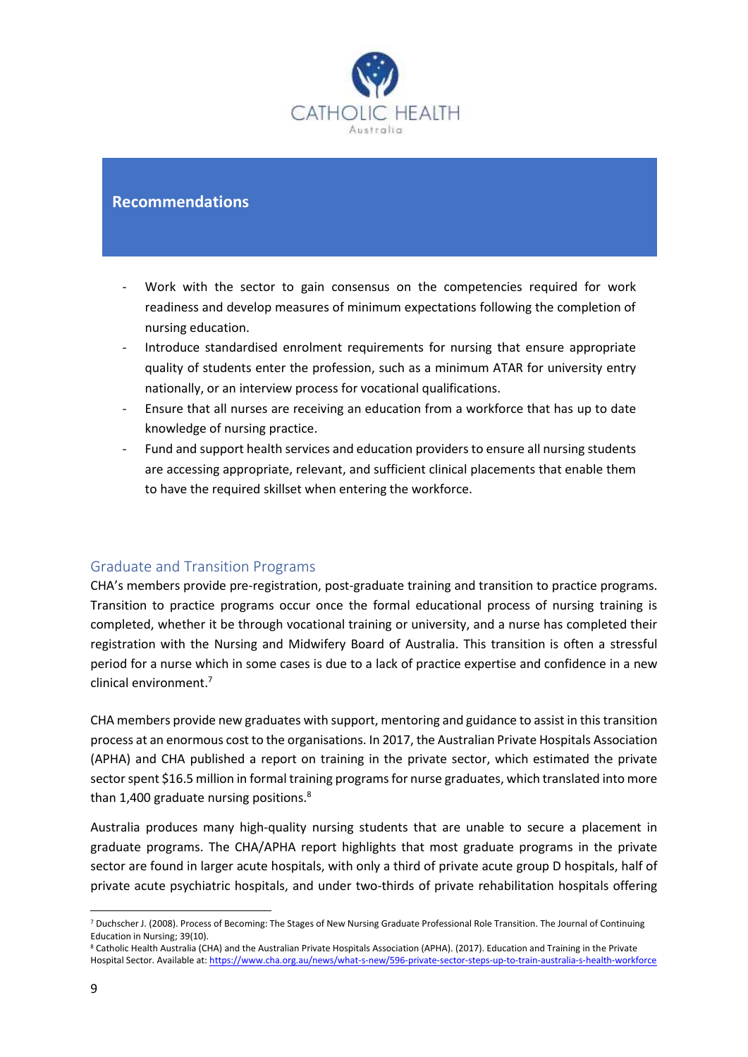## Recommendations

- Work with the sector to gain consensus on the competencies required for work readiness and develop measures of minimum expectations following the completion of nursing education.
- Introduce standardised enrolment requirements for nursing that ensure appropriate quality of students enter the profession, such as a minimum ATAR for university entry nationally, or an interview process for vocational qualifications.
- Ensure that all nurses are receiving an education from a workforce that has up to date knowledge of nursing practice.
- Fund and support health services and education providers to ensure all nursing students are accessing appropriate, relevant, and sufficient clinical placements that enable them to have the required skillset when entering the workforce.

### Graduate and Transition Programs

CHA's members provide pre-registration, post-graduate training and transition to practice programs. Transition to practice programs occur once the formal educational process of nursing training is completed, whether it be through vocational training or university, and a nurse has completed their registration with the Nursing and Midwifery Board of Australia. This transition is often a stressful period for a nurse which in some cases is due to a lack of practice expertise and confidence in a new clinical environment.[7]

CHA members provide new graduates with support, mentoring and guidance to assist in this transition process at an enormous cost to the organisations. In 2017, the Australian Private Hospitals Association (APHA) and CHA published a report on training in the private sector, which estimated the private sector spent $16.5 million in formal training programs for nurse graduates, which translated into more than 1,400 graduate nursing positions.[8]

Australia produces many high-quality nursing students that are unable to secure a placement in graduate programs. The CHA/APHA report highlights that most graduate programs in the private sector are found in larger acute hospitals, with only a third of private acute group D hospitals, half of private acute psychiatric hospitals, and under two-thirds of private rehabilitation hospitals offering

[7] Duchscher J. (2008). Process of Becoming: The Stages of New Nursing Graduate Professional Role Transition. The Journal of Continuing Education in Nursing; 39(10).

[8] Catholic Health Australia (CHA) and the Australian Private Hospitals Association (APHA). (2017). Education and Training in the Private Hospital Sector. Available at: https://www.cha.org.au/news/what-s-new/596-private-sector-steps-up-to-train-australia-s-health-workforce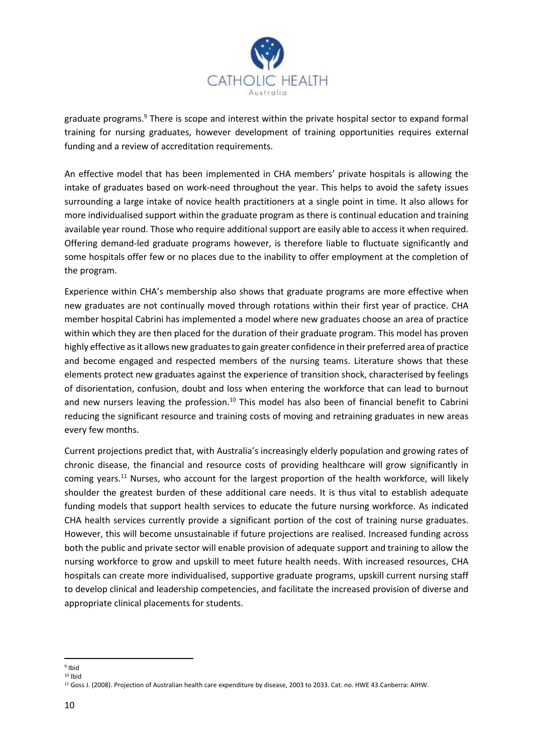graduate programs.[9] There is scope and interest within the private hospital sector to expand formal training for nursing graduates, however development of training opportunities requires external funding and a review of accreditation requirements.

An effective model that has been implemented in CHA members' private hospitals is allowing the intake of graduates based on work-need throughout the year. This helps to avoid the safety issues surrounding a large intake of novice health practitioners at a single point in time. It also allows for more individualised support within the graduate program as there is continual education and training available year round. Those who require additional support are easily able to access it when required. Offering demand-led graduate programs however, is therefore liable to fluctuate significantly and some hospitals offer few or no places due to the inability to offer employment at the completion of the program.

Experience within CHA's membership also shows that graduate programs are more effective when new graduates are not continually moved through rotations within their first year of practice. CHA member hospital Cabrini has implemented a model where new graduates choose an area of practice within which they are then placed for the duration of their graduate program. This model has proven highly effective as it allows new graduates to gain greater confidence in their preferred area of practice and become engaged and respected members of the nursing teams. Literature shows that these elements protect new graduates against the experience of transition shock, characterised by feelings of disorientation, confusion, doubt and loss when entering the workforce that can lead to burnout and new nursers leaving the profession.[10] This model has also been of financial benefit to Cabrini reducing the significant resource and training costs of moving and retraining graduates in new areas every few months.

Current projections predict that, with Australia's increasingly elderly population and growing rates of chronic disease, the financial and resource costs of providing healthcare will grow significantly in coming years.[11] Nurses, who account for the largest proportion of the health workforce, will likely shoulder the greatest burden of these additional care needs. It is thus vital to establish adequate funding models that support health services to educate the future nursing workforce. As indicated CHA health services currently provide a significant portion of the cost of training nurse graduates. However, this will become unsustainable if future projections are realised. Increased funding across both the public and private sector will enable provision of adequate support and training to allow the nursing workforce to grow and upskill to meet future health needs. With increased resources, CHA hospitals can create more individualised, supportive graduate programs, upskill current nursing staff to develop clinical and leadership competencies, and facilitate the increased provision of diverse and appropriate clinical placements for students.

---

[9] Ibid

[10] Ibid

[11] Goss J. (2008). Projection of Australian health care expenditure by disease, 2003 to 2033. Cat. no. HWE 43.Canberra: AIHW.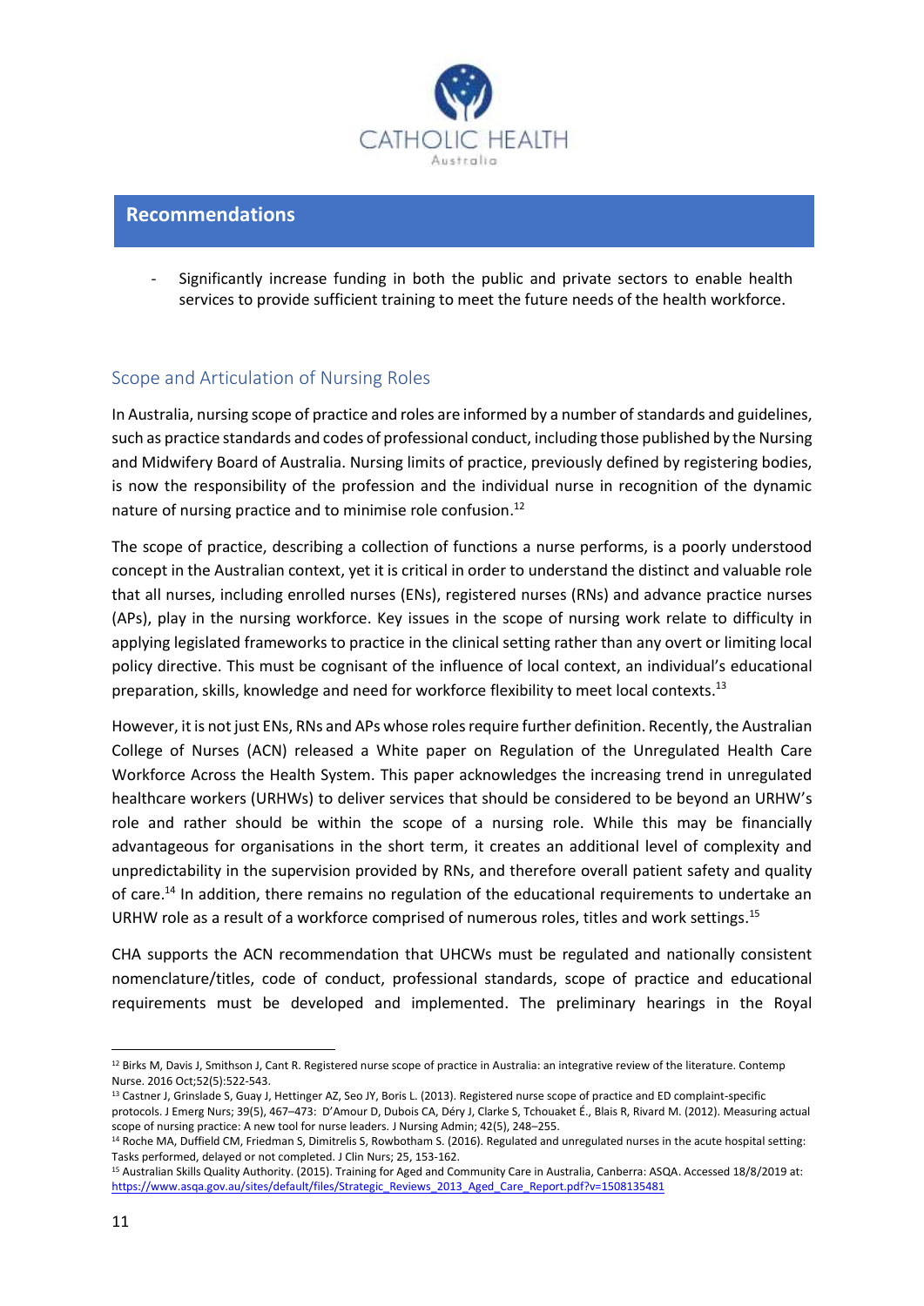## Recommendations

- Significantly increase funding in both the public and private sectors to enable health services to provide sufficient training to meet the future needs of the health workforce.

### Scope and Articulation of Nursing Roles

In Australia, nursing scope of practice and roles are informed by a number of standards and guidelines, such as practice standards and codes of professional conduct, including those published by the Nursing and Midwifery Board of Australia. Nursing limits of practice, previously defined by registering bodies, is now the responsibility of the profession and the individual nurse in recognition of the dynamic nature of nursing practice and to minimise role confusion.[12]

The scope of practice, describing a collection of functions a nurse performs, is a poorly understood concept in the Australian context, yet it is critical in order to understand the distinct and valuable role that all nurses, including enrolled nurses (ENs), registered nurses (RNs) and advance practice nurses (APs), play in the nursing workforce. Key issues in the scope of nursing work relate to difficulty in applying legislated frameworks to practice in the clinical setting rather than any overt or limiting local policy directive. This must be cognisant of the influence of local context, an individual's educational preparation, skills, knowledge and need for workforce flexibility to meet local contexts.[13]

However, it is not just ENs, RNs and APs whose roles require further definition. Recently, the Australian College of Nurses (ACN) released a White paper on Regulation of the Unregulated Health Care Workforce Across the Health System. This paper acknowledges the increasing trend in unregulated healthcare workers (URHWs) to deliver services that should be considered to be beyond an URHW's role and rather should be within the scope of a nursing role. While this may be financially advantageous for organisations in the short term, it creates an additional level of complexity and unpredictability in the supervision provided by RNs, and therefore overall patient safety and quality of care.[14] In addition, there remains no regulation of the educational requirements to undertake an URHW role as a result of a workforce comprised of numerous roles, titles and work settings.[15]

CHA supports the ACN recommendation that UHCWs must be regulated and nationally consistent nomenclature/titles, code of conduct, professional standards, scope of practice and educational requirements must be developed and implemented. The preliminary hearings in the Royal

---

[12] Birks M, Davis J, Smithson J, Cant R. Registered nurse scope of practice in Australia: an integrative review of the literature. Contemp Nurse. 2016 Oct;52(5):522-543.

[13] Castner J, Grinslade S, Guay J, Hettinger AZ, Seo JY, Boris L. (2013). Registered nurse scope of practice and ED complaint-specific protocols. J Emerg Nurs; 39(5), 467–473: D'Amour D, Dubois CA, Déry J, Clarke S, Tchouaket É., Blais R, Rivard M. (2012). Measuring actual scope of nursing practice: A new tool for nurse leaders. J Nursing Admin; 42(5), 248–255.

[14] Roche MA, Duffield CM, Friedman S, Dimitrelis S, Rowbotham S. (2016). Regulated and unregulated nurses in the acute hospital setting: Tasks performed, delayed or not completed. J Clin Nurs; 25, 153-162.

[15] Australian Skills Quality Authority. (2015). Training for Aged and Community Care in Australia, Canberra: ASQA. Accessed 18/8/2019 at: https://www.asqa.gov.au/sites/default/files/Strategic_Reviews_2013_Aged_Care_Report.pdf?v=1508135481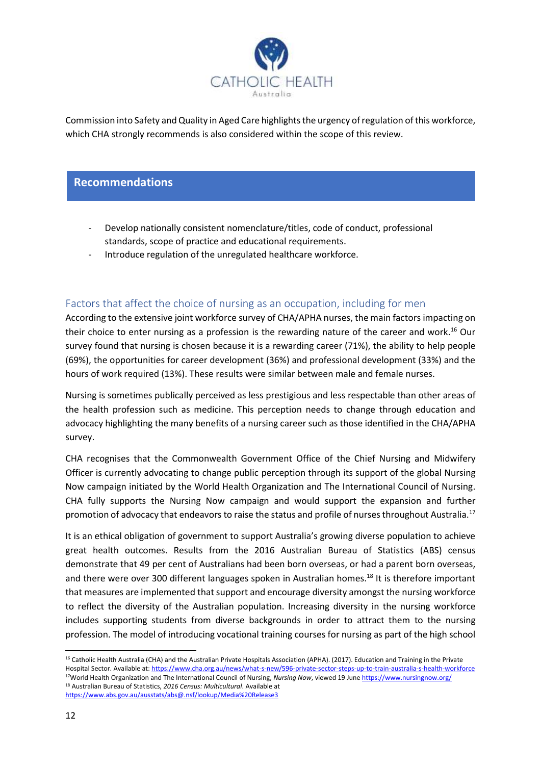Commission into Safety and Quality in Aged Care highlights the urgency of regulation of this workforce, which CHA strongly recommends is also considered within the scope of this review.

## Recommendations

- Develop nationally consistent nomenclature/titles, code of conduct, professional standards, scope of practice and educational requirements.
- Introduce regulation of the unregulated healthcare workforce.

### Factors that affect the choice of nursing as an occupation, including for men

According to the extensive joint workforce survey of CHA/APHA nurses, the main factors impacting on their choice to enter nursing as a profession is the rewarding nature of the career and work.[16] Our survey found that nursing is chosen because it is a rewarding career (71%), the ability to help people (69%), the opportunities for career development (36%) and professional development (33%) and the hours of work required (13%). These results were similar between male and female nurses.

Nursing is sometimes publically perceived as less prestigious and less respectable than other areas of the health profession such as medicine. This perception needs to change through education and advocacy highlighting the many benefits of a nursing career such as those identified in the CHA/APHA survey.

CHA recognises that the Commonwealth Government Office of the Chief Nursing and Midwifery Officer is currently advocating to change public perception through its support of the global Nursing Now campaign initiated by the World Health Organization and The International Council of Nursing. CHA fully supports the Nursing Now campaign and would support the expansion and further promotion of advocacy that endeavors to raise the status and profile of nurses throughout Australia.[17]

It is an ethical obligation of government to support Australia's growing diverse population to achieve great health outcomes. Results from the 2016 Australian Bureau of Statistics (ABS) census demonstrate that 49 per cent of Australians had been born overseas, or had a parent born overseas, and there were over 300 different languages spoken in Australian homes.[18] It is therefore important that measures are implemented that support and encourage diversity amongst the nursing workforce to reflect the diversity of the Australian population. Increasing diversity in the nursing workforce includes supporting students from diverse backgrounds in order to attract them to the nursing profession. The model of introducing vocational training courses for nursing as part of the high school

---

[16] Catholic Health Australia (CHA) and the Australian Private Hospitals Association (APHA). (2017). Education and Training in the Private Hospital Sector. Available at: https://www.cha.org.au/news/what-s-new/596-private-sector-steps-up-to-train-australia-s-health-workforce

[17] World Health Organization and The International Council of Nursing, *Nursing Now*, viewed 19 June https://www.nursingnow.org/

[18] Australian Bureau of Statistics, *2016 Census: Multicultural*. Available at https://www.abs.gov.au/ausstats/abs@.nsf/lookup/Media%20Release3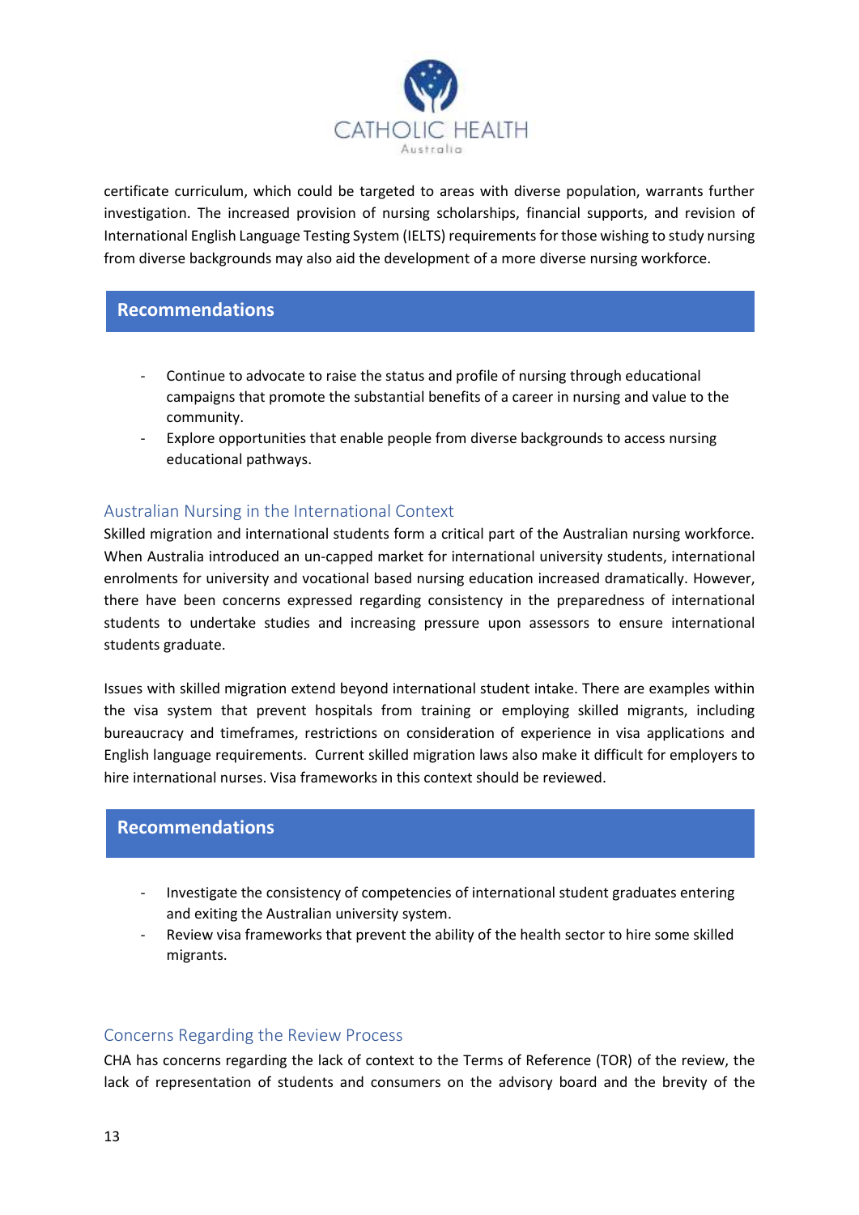certificate curriculum, which could be targeted to areas with diverse population, warrants further investigation. The increased provision of nursing scholarships, financial supports, and revision of International English Language Testing System (IELTS) requirements for those wishing to study nursing from diverse backgrounds may also aid the development of a more diverse nursing workforce.

## Recommendations

- Continue to advocate to raise the status and profile of nursing through educational campaigns that promote the substantial benefits of a career in nursing and value to the community.
- Explore opportunities that enable people from diverse backgrounds to access nursing educational pathways.

### Australian Nursing in the International Context

Skilled migration and international students form a critical part of the Australian nursing workforce. When Australia introduced an un-capped market for international university students, international enrolments for university and vocational based nursing education increased dramatically. However, there have been concerns expressed regarding consistency in the preparedness of international students to undertake studies and increasing pressure upon assessors to ensure international students graduate.

Issues with skilled migration extend beyond international student intake. There are examples within the visa system that prevent hospitals from training or employing skilled migrants, including bureaucracy and timeframes, restrictions on consideration of experience in visa applications and English language requirements. Current skilled migration laws also make it difficult for employers to hire international nurses. Visa frameworks in this context should be reviewed.

## Recommendations

- Investigate the consistency of competencies of international student graduates entering and exiting the Australian university system.
- Review visa frameworks that prevent the ability of the health sector to hire some skilled migrants.

### Concerns Regarding the Review Process

CHA has concerns regarding the lack of context to the Terms of Reference (TOR) of the review, the lack of representation of students and consumers on the advisory board and the brevity of the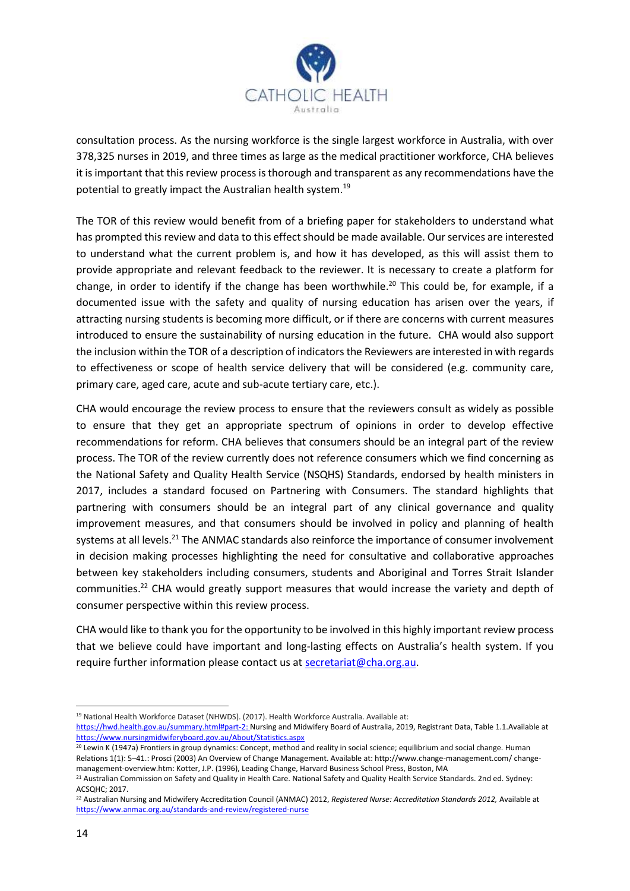consultation process. As the nursing workforce is the single largest workforce in Australia, with over 378,325 nurses in 2019, and three times as large as the medical practitioner workforce, CHA believes it is important that this review process is thorough and transparent as any recommendations have the potential to greatly impact the Australian health system.[19]

The TOR of this review would benefit from of a briefing paper for stakeholders to understand what has prompted this review and data to this effect should be made available. Our services are interested to understand what the current problem is, and how it has developed, as this will assist them to provide appropriate and relevant feedback to the reviewer. It is necessary to create a platform for change, in order to identify if the change has been worthwhile.[20] This could be, for example, if a documented issue with the safety and quality of nursing education has arisen over the years, if attracting nursing students is becoming more difficult, or if there are concerns with current measures introduced to ensure the sustainability of nursing education in the future. CHA would also support the inclusion within the TOR of a description of indicators the Reviewers are interested in with regards to effectiveness or scope of health service delivery that will be considered (e.g. community care, primary care, aged care, acute and sub-acute tertiary care, etc.).

CHA would encourage the review process to ensure that the reviewers consult as widely as possible to ensure that they get an appropriate spectrum of opinions in order to develop effective recommendations for reform. CHA believes that consumers should be an integral part of the review process. The TOR of the review currently does not reference consumers which we find concerning as the National Safety and Quality Health Service (NSQHS) Standards, endorsed by health ministers in 2017, includes a standard focused on Partnering with Consumers. The standard highlights that partnering with consumers should be an integral part of any clinical governance and quality improvement measures, and that consumers should be involved in policy and planning of health systems at all levels.[21] The ANMAC standards also reinforce the importance of consumer involvement in decision making processes highlighting the need for consultative and collaborative approaches between key stakeholders including consumers, students and Aboriginal and Torres Strait Islander communities.[22] CHA would greatly support measures that would increase the variety and depth of consumer perspective within this review process.

CHA would like to thank you for the opportunity to be involved in this highly important review process that we believe could have important and long-lasting effects on Australia's health system. If you require further information please contact us at secretariat@cha.org.au.

---

[19] National Health Workforce Dataset (NHWDS). (2017). Health Workforce Australia. Available at: https://hwd.health.gov.au/summary.html#part-2: Nursing and Midwifery Board of Australia, 2019, Registrant Data, Table 1.1.Available at https://www.nursingmidwiferyboard.gov.au/About/Statistics.aspx

[20] Lewin K (1947a) Frontiers in group dynamics: Concept, method and reality in social science; equilibrium and social change. Human Relations 1(1): 5–41.: Prosci (2003) An Overview of Change Management. Available at: http://www.change-management.com/ change-management-overview.htm: Kotter, J.P. (1996), Leading Change, Harvard Business School Press, Boston, MA

[21] Australian Commission on Safety and Quality in Health Care. National Safety and Quality Health Service Standards. 2nd ed. Sydney: ACSQHC; 2017.

[22] Australian Nursing and Midwifery Accreditation Council (ANMAC) 2012, *Registered Nurse: Accreditation Standards 2012,* Available at https://www.anmac.org.au/standards-and-review/registered-nurse